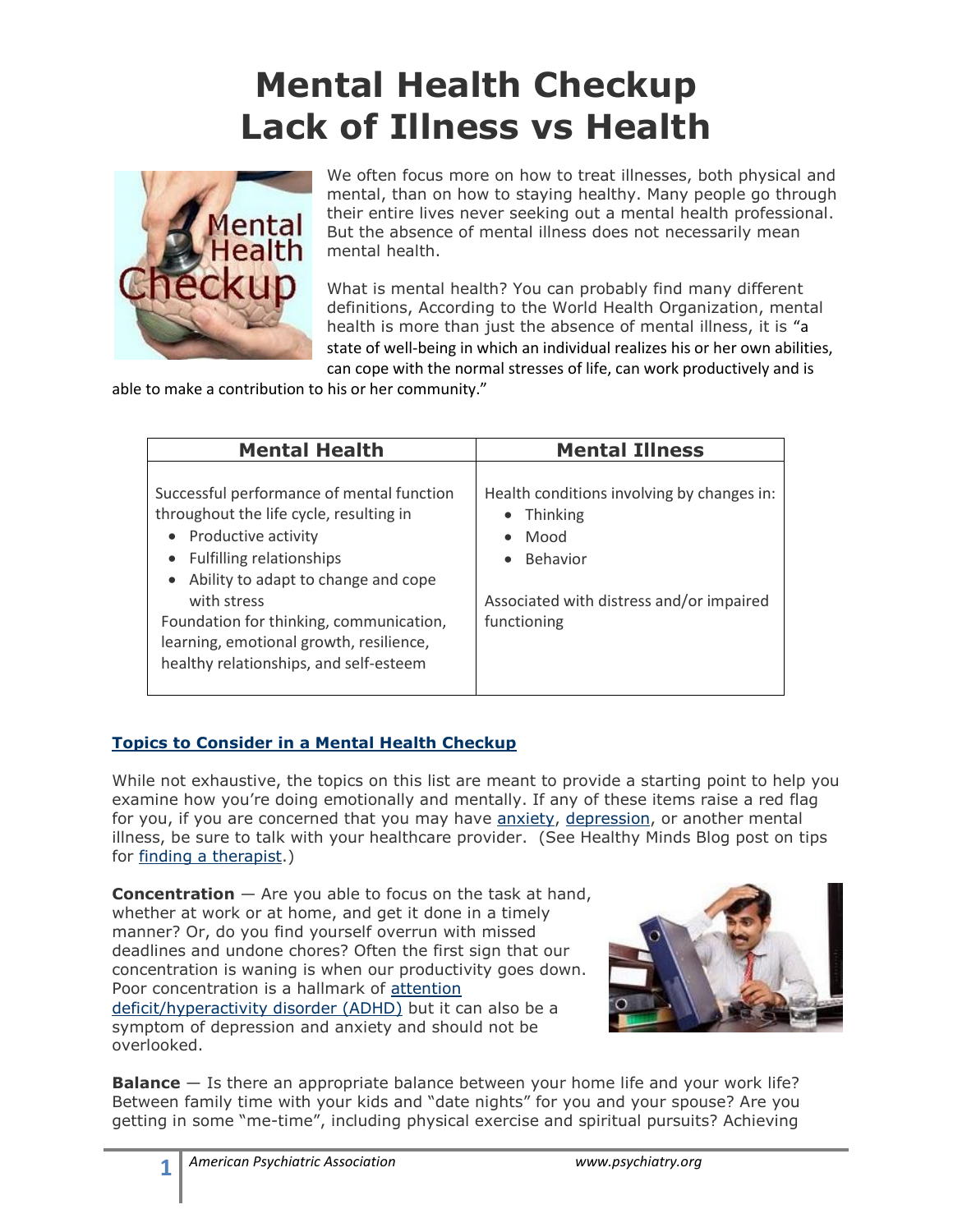# Mental Health Checkup
# Lack of Illness vs Health

We often focus more on how to treat illnesses, both physical and mental, than on how to staying healthy. Many people go through their entire lives never seeking out a mental health professional. But the absence of mental illness does not necessarily mean mental health.

What is mental health? You can probably find many different definitions, According to the World Health Organization, mental health is more than just the absence of mental illness, it is "a state of well-being in which an individual realizes his or her own abilities, can cope with the normal stresses of life, can work productively and is able to make a contribution to his or her community."

| Mental Health | Mental Illness |
|---|---|
| Successful performance of mental function throughout the life cycle, resulting in<br>• Productive activity<br>• Fulfilling relationships<br>• Ability to adapt to change and cope with stress<br>Foundation for thinking, communication, learning, emotional growth, resilience, healthy relationships, and self-esteem | Health conditions involving by changes in:<br>• Thinking<br>• Mood<br>• Behavior<br><br>Associated with distress and/or impaired functioning |

## Topics to Consider in a Mental Health Checkup

While not exhaustive, the topics on this list are meant to provide a starting point to help you examine how you're doing emotionally and mentally. If any of these items raise a red flag for you, if you are concerned that you may have anxiety, depression, or another mental illness, be sure to talk with your healthcare provider. (See Healthy Minds Blog post on tips for finding a therapist.)

**Concentration** — Are you able to focus on the task at hand, whether at work or at home, and get it done in a timely manner? Or, do you find yourself overrun with missed deadlines and undone chores? Often the first sign that our concentration is waning is when our productivity goes down. Poor concentration is a hallmark of attention deficit/hyperactivity disorder (ADHD) but it can also be a symptom of depression and anxiety and should not be overlooked.

**Balance** — Is there an appropriate balance between your home life and your work life? Between family time with your kids and "date nights" for you and your spouse? Are you getting in some "me-time", including physical exercise and spiritual pursuits? Achieving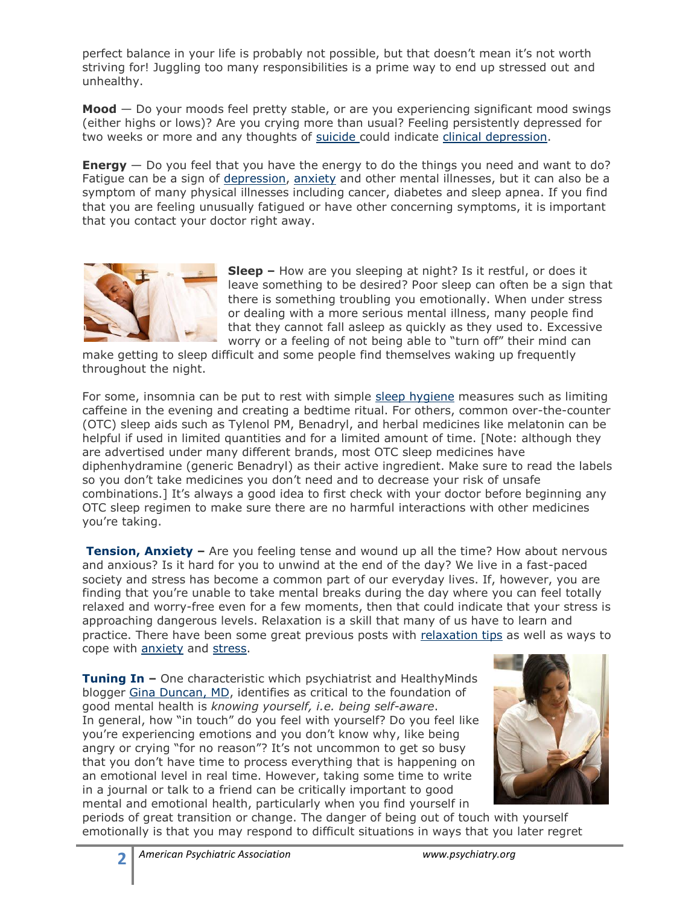perfect balance in your life is probably not possible, but that doesn't mean it's not worth striving for! Juggling too many responsibilities is a prime way to end up stressed out and unhealthy.

**Mood** — Do your moods feel pretty stable, or are you experiencing significant mood swings (either highs or lows)? Are you crying more than usual? Feeling persistently depressed for two weeks or more and any thoughts of suicide could indicate clinical depression.

**Energy** — Do you feel that you have the energy to do the things you need and want to do? Fatigue can be a sign of depression, anxiety and other mental illnesses, but it can also be a symptom of many physical illnesses including cancer, diabetes and sleep apnea. If you find that you are feeling unusually fatigued or have other concerning symptoms, it is important that you contact your doctor right away.

**Sleep –** How are you sleeping at night? Is it restful, or does it leave something to be desired? Poor sleep can often be a sign that there is something troubling you emotionally. When under stress or dealing with a more serious mental illness, many people find that they cannot fall asleep as quickly as they used to. Excessive worry or a feeling of not being able to "turn off" their mind can make getting to sleep difficult and some people find themselves waking up frequently throughout the night.

For some, insomnia can be put to rest with simple sleep hygiene measures such as limiting caffeine in the evening and creating a bedtime ritual. For others, common over-the-counter (OTC) sleep aids such as Tylenol PM, Benadryl, and herbal medicines like melatonin can be helpful if used in limited quantities and for a limited amount of time. [Note: although they are advertised under many different brands, most OTC sleep medicines have diphenhydramine (generic Benadryl) as their active ingredient. Make sure to read the labels so you don't take medicines you don't need and to decrease your risk of unsafe combinations.] It's always a good idea to first check with your doctor before beginning any OTC sleep regimen to make sure there are no harmful interactions with other medicines you're taking.

**Tension, Anxiety –** Are you feeling tense and wound up all the time? How about nervous and anxious? Is it hard for you to unwind at the end of the day? We live in a fast-paced society and stress has become a common part of our everyday lives. If, however, you are finding that you're unable to take mental breaks during the day where you can feel totally relaxed and worry-free even for a few moments, then that could indicate that your stress is approaching dangerous levels. Relaxation is a skill that many of us have to learn and practice. There have been some great previous posts with relaxation tips as well as ways to cope with anxiety and stress.

**Tuning In –** One characteristic which psychiatrist and HealthyMinds blogger Gina Duncan, MD, identifies as critical to the foundation of good mental health is *knowing yourself, i.e. being self-aware*. In general, how "in touch" do you feel with yourself? Do you feel like you're experiencing emotions and you don't know why, like being angry or crying "for no reason"? It's not uncommon to get so busy that you don't have time to process everything that is happening on an emotional level in real time. However, taking some time to write in a journal or talk to a friend can be critically important to good mental and emotional health, particularly when you find yourself in periods of great transition or change. The danger of being out of touch with yourself emotionally is that you may respond to difficult situations in ways that you later regret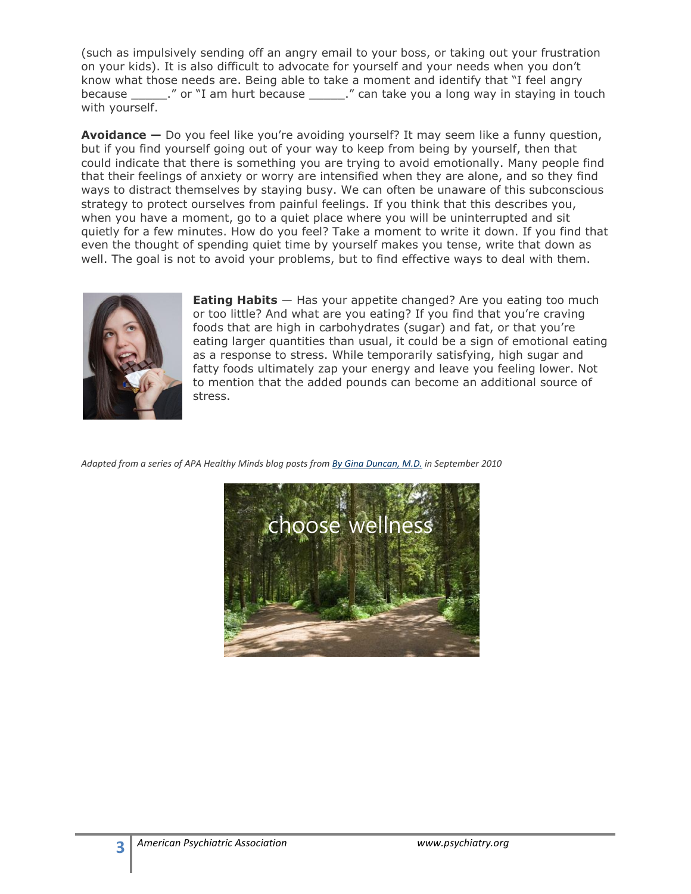(such as impulsively sending off an angry email to your boss, or taking out your frustration on your kids). It is also difficult to advocate for yourself and your needs when you don't know what those needs are. Being able to take a moment and identify that "I feel angry because _____." or "I am hurt because _____." can take you a long way in staying in touch with yourself.

**Avoidance —** Do you feel like you're avoiding yourself? It may seem like a funny question, but if you find yourself going out of your way to keep from being by yourself, then that could indicate that there is something you are trying to avoid emotionally. Many people find that their feelings of anxiety or worry are intensified when they are alone, and so they find ways to distract themselves by staying busy. We can often be unaware of this subconscious strategy to protect ourselves from painful feelings. If you think that this describes you, when you have a moment, go to a quiet place where you will be uninterrupted and sit quietly for a few minutes. How do you feel? Take a moment to write it down. If you find that even the thought of spending quiet time by yourself makes you tense, write that down as well. The goal is not to avoid your problems, but to find effective ways to deal with them.

**Eating Habits** — Has your appetite changed? Are you eating too much or too little? And what are you eating? If you find that you're craving foods that are high in carbohydrates (sugar) and fat, or that you're eating larger quantities than usual, it could be a sign of emotional eating as a response to stress. While temporarily satisfying, high sugar and fatty foods ultimately zap your energy and leave you feeling lower. Not to mention that the added pounds can become an additional source of stress.

*Adapted from a series of APA Healthy Minds blog posts from By Gina Duncan, M.D. in September 2010*

choose wellness